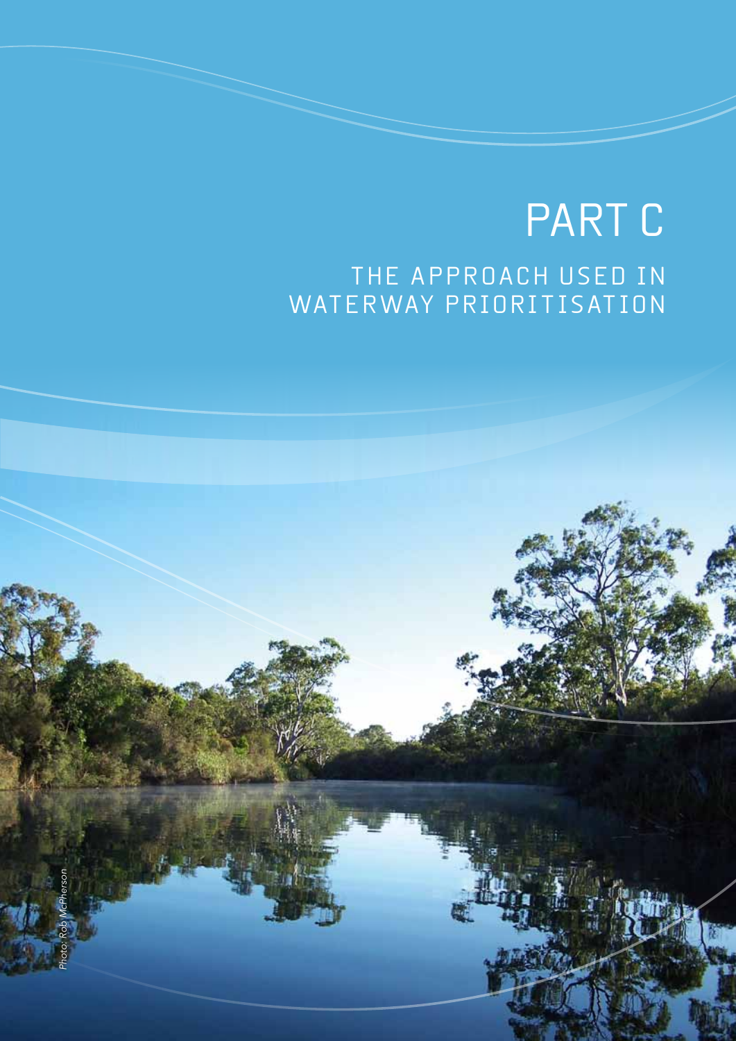# PART C

## THE APPROACH USED IN WATERWAY PRIORITISATION

*Photo: Rob McPherson*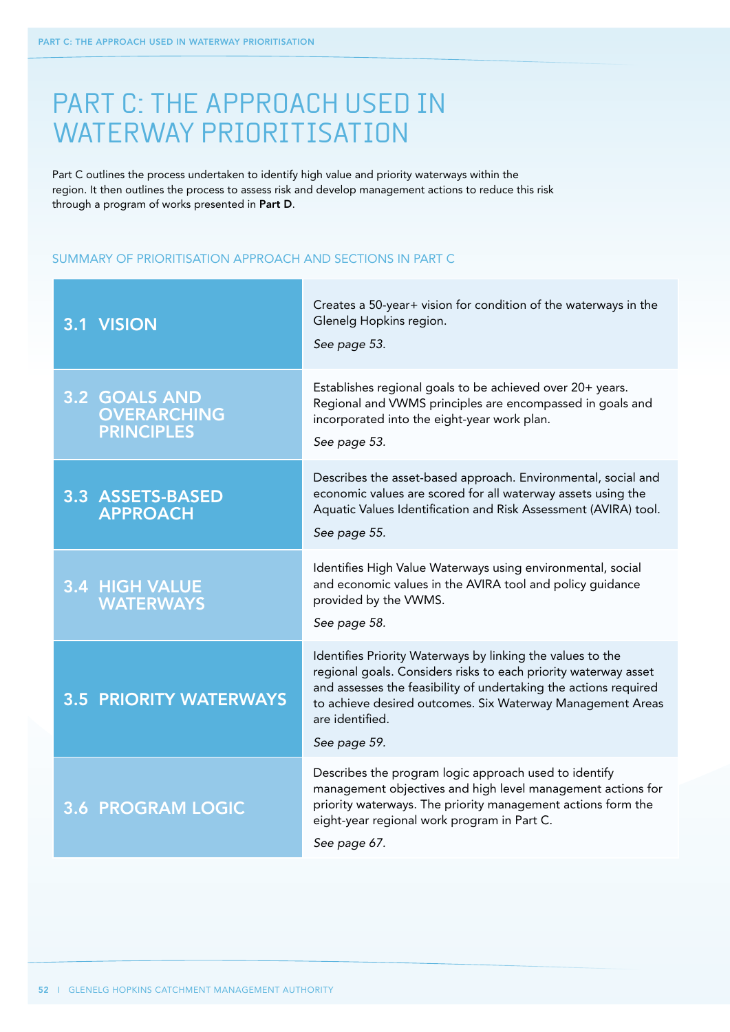# PART C: THE APPROACH USED IN WATERWAY PRIORITISATION

Part C outlines the process undertaken to identify high value and priority waterways within the region. It then outlines the process to assess risk and develop management actions to reduce this risk through a program of works presented in **Part D**.

## SUMMARY OF PRIORITISATION APPROACH AND SECTIONS IN PART C

| Section | Description |
|---|---|
| **3.1 VISION** | Creates a 50-year+ vision for condition of the waterways in the Glenelg Hopkins region.<br>*See page 53.* |
| **3.2 GOALS AND OVERARCHING PRINCIPLES** | Establishes regional goals to be achieved over 20+ years. Regional and VWMS principles are encompassed in goals and incorporated into the eight-year work plan.<br>*See page 53.* |
| **3.3 ASSETS-BASED APPROACH** | Describes the asset-based approach. Environmental, social and economic values are scored for all waterway assets using the Aquatic Values Identification and Risk Assessment (AVIRA) tool.<br>*See page 55.* |
| **3.4 HIGH VALUE WATERWAYS** | Identifies High Value Waterways using environmental, social and economic values in the AVIRA tool and policy guidance provided by the VWMS.<br>*See page 58.* |
| **3.5 PRIORITY WATERWAYS** | Identifies Priority Waterways by linking the values to the regional goals. Considers risks to each priority waterway asset and assesses the feasibility of undertaking the actions required to achieve desired outcomes. Six Waterway Management Areas are identified.<br>*See page 59.* |
| **3.6 PROGRAM LOGIC** | Describes the program logic approach used to identify management objectives and high level management actions for priority waterways. The priority management actions form the eight-year regional work program in Part C.<br>*See page 67.* |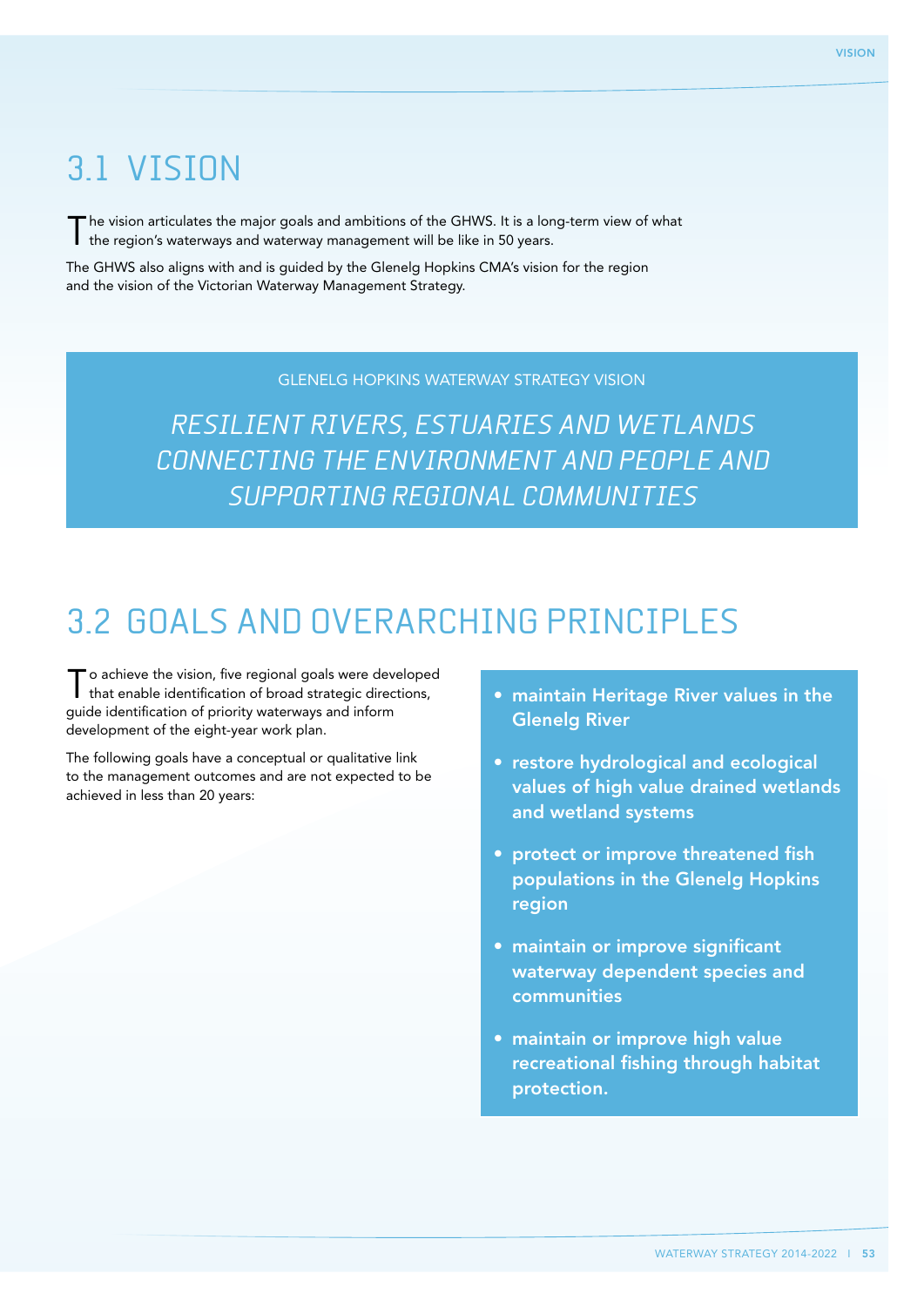## 3.1 VISION

The vision articulates the major goals and ambitions of the GHWS. It is a long-term view of what the region's waterways and waterway management will be like in 50 years.

The GHWS also aligns with and is guided by the Glenelg Hopkins CMA's vision for the region and the vision of the Victorian Waterway Management Strategy.

GLENELG HOPKINS WATERWAY STRATEGY VISION

*RESILIENT RIVERS, ESTUARIES AND WETLANDS CONNECTING THE ENVIRONMENT AND PEOPLE AND SUPPORTING REGIONAL COMMUNITIES*

## 3.2 GOALS AND OVERARCHING PRINCIPLES

To achieve the vision, five regional goals were developed that enable identification of broad strategic directions, guide identification of priority waterways and inform development of the eight-year work plan.

The following goals have a conceptual or qualitative link to the management outcomes and are not expected to be achieved in less than 20 years:

- **maintain Heritage River values in the Glenelg River**
- **restore hydrological and ecological values of high value drained wetlands and wetland systems**
- **protect or improve threatened fish populations in the Glenelg Hopkins region**
- **maintain or improve significant waterway dependent species and communities**
- **maintain or improve high value recreational fishing through habitat protection.**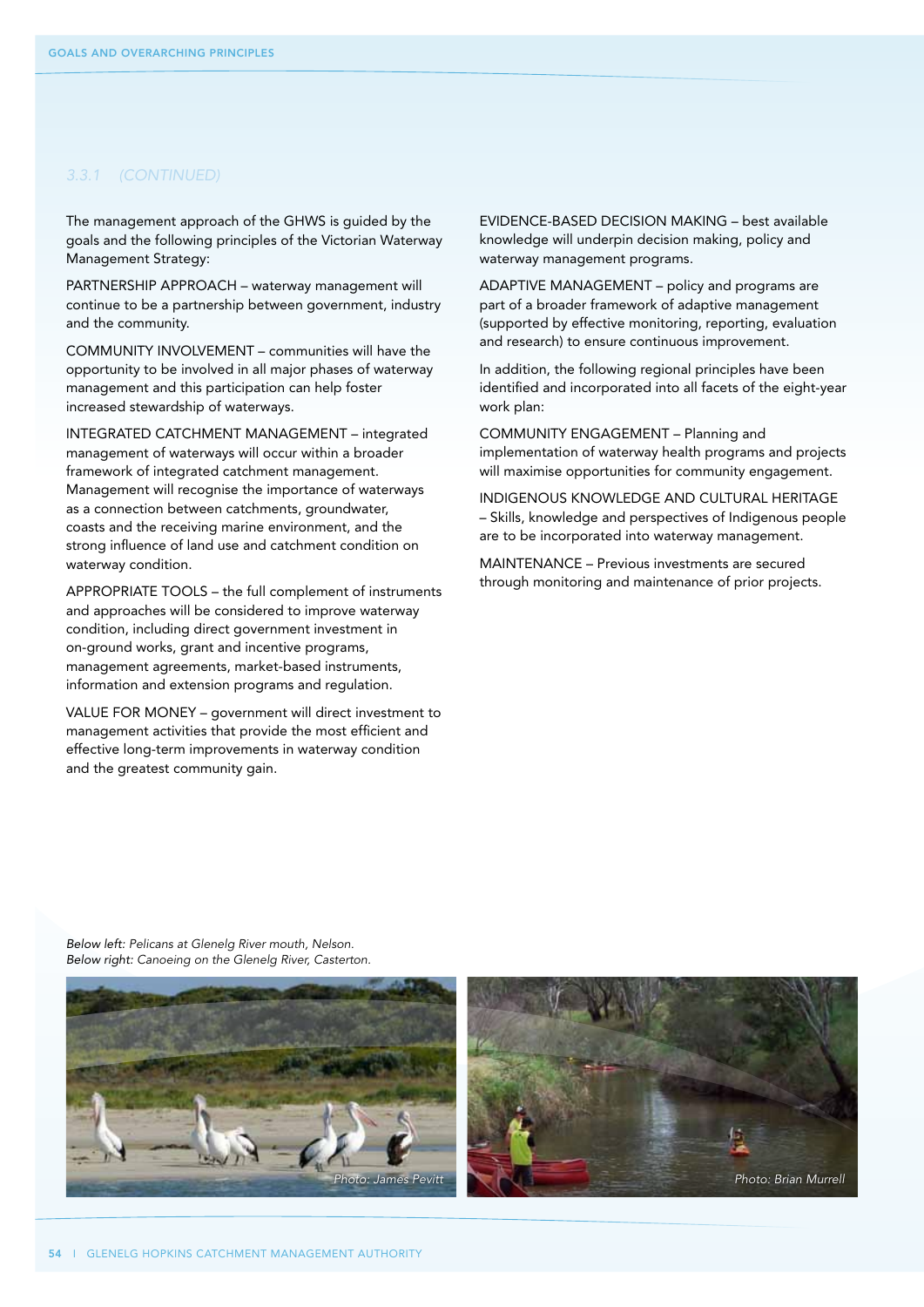### 3.3.1 (CONTINUED)

The management approach of the GHWS is guided by the goals and the following principles of the Victorian Waterway Management Strategy:

PARTNERSHIP APPROACH – waterway management will continue to be a partnership between government, industry and the community.

COMMUNITY INVOLVEMENT – communities will have the opportunity to be involved in all major phases of waterway management and this participation can help foster increased stewardship of waterways.

INTEGRATED CATCHMENT MANAGEMENT – integrated management of waterways will occur within a broader framework of integrated catchment management. Management will recognise the importance of waterways as a connection between catchments, groundwater, coasts and the receiving marine environment, and the strong influence of land use and catchment condition on waterway condition.

APPROPRIATE TOOLS – the full complement of instruments and approaches will be considered to improve waterway condition, including direct government investment in on-ground works, grant and incentive programs, management agreements, market-based instruments, information and extension programs and regulation.

VALUE FOR MONEY – government will direct investment to management activities that provide the most efficient and effective long-term improvements in waterway condition and the greatest community gain.

EVIDENCE-BASED DECISION MAKING – best available knowledge will underpin decision making, policy and waterway management programs.

ADAPTIVE MANAGEMENT – policy and programs are part of a broader framework of adaptive management (supported by effective monitoring, reporting, evaluation and research) to ensure continuous improvement.

In addition, the following regional principles have been identified and incorporated into all facets of the eight-year work plan:

COMMUNITY ENGAGEMENT – Planning and implementation of waterway health programs and projects will maximise opportunities for community engagement.

INDIGENOUS KNOWLEDGE AND CULTURAL HERITAGE – Skills, knowledge and perspectives of Indigenous people are to be incorporated into waterway management.

MAINTENANCE – Previous investments are secured through monitoring and maintenance of prior projects.

*Below left:* *Pelicans at Glenelg River mouth, Nelson.*
*Below right:* *Canoeing on the Glenelg River, Casterton.*

*Photo: James Pevitt*

*Photo: Brian Murrell*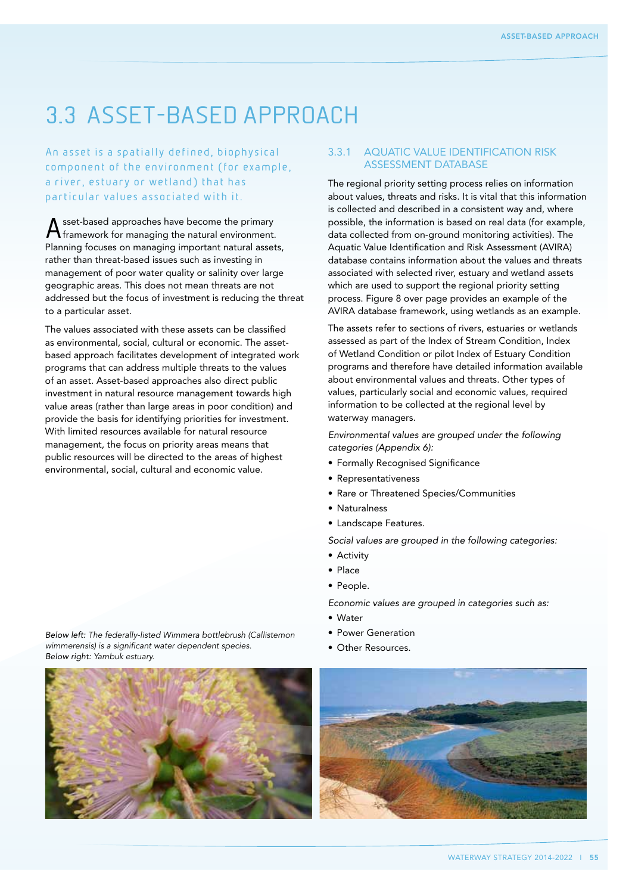# 3.3 ASSET-BASED APPROACH

An asset is a spatially defined, biophysical component of the environment (for example, a river, estuary or wetland) that has particular values associated with it.

Asset-based approaches have become the primary framework for managing the natural environment. Planning focuses on managing important natural assets, rather than threat-based issues such as investing in management of poor water quality or salinity over large geographic areas. This does not mean threats are not addressed but the focus of investment is reducing the threat to a particular asset.

The values associated with these assets can be classified as environmental, social, cultural or economic. The asset-based approach facilitates development of integrated work programs that can address multiple threats to the values of an asset. Asset-based approaches also direct public investment in natural resource management towards high value areas (rather than large areas in poor condition) and provide the basis for identifying priorities for investment. With limited resources available for natural resource management, the focus on priority areas means that public resources will be directed to the areas of highest environmental, social, cultural and economic value.

*Below left: The federally-listed Wimmera bottlebrush (Callistemon wimmerensis) is a significant water dependent species.*
*Below right: Yambuk estuary.*

## 3.3.1 AQUATIC VALUE IDENTIFICATION RISK ASSESSMENT DATABASE

The regional priority setting process relies on information about values, threats and risks. It is vital that this information is collected and described in a consistent way and, where possible, the information is based on real data (for example, data collected from on-ground monitoring activities). The Aquatic Value Identification and Risk Assessment (AVIRA) database contains information about the values and threats associated with selected river, estuary and wetland assets which are used to support the regional priority setting process. Figure 8 over page provides an example of the AVIRA database framework, using wetlands as an example.

The assets refer to sections of rivers, estuaries or wetlands assessed as part of the Index of Stream Condition, Index of Wetland Condition or pilot Index of Estuary Condition programs and therefore have detailed information available about environmental values and threats. Other types of values, particularly social and economic values, required information to be collected at the regional level by waterway managers.

*Environmental values are grouped under the following categories (Appendix 6):*

- Formally Recognised Significance
- Representativeness
- Rare or Threatened Species/Communities
- Naturalness
- Landscape Features.

*Social values are grouped in the following categories:*

- Activity
- Place
- People.

*Economic values are grouped in categories such as:*

- Water
- Power Generation
- Other Resources.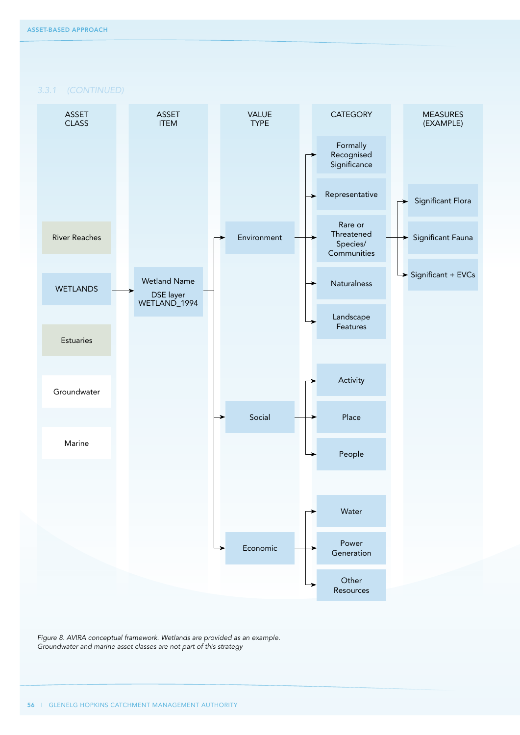3.3.1 (CONTINUED)

| ASSET CLASS | ASSET ITEM | VALUE TYPE | CATEGORY | MEASURES (EXAMPLE) |
|---|---|---|---|---|
| River Reaches | | | Formally Recognised Significance | |
| WETLANDS | Wetland Name DSE layer WETLAND_1994 | Environment | Representative | |
| Estuaries | | | Rare or Threatened Species/ Communities | Significant Flora |
| Groundwater | | | | Significant Fauna |
| Marine | | | | Significant + EVCs |
| | | | Naturalness | |
| | | | Landscape Features | |
| | | Social | Activity | |
| | | | Place | |
| | | | People | |
| | | Economic | Water | |
| | | | Power Generation | |
| | | | Other Resources | |

*Figure 8. AVIRA conceptual framework. Wetlands are provided as an example. Groundwater and marine asset classes are not part of this strategy*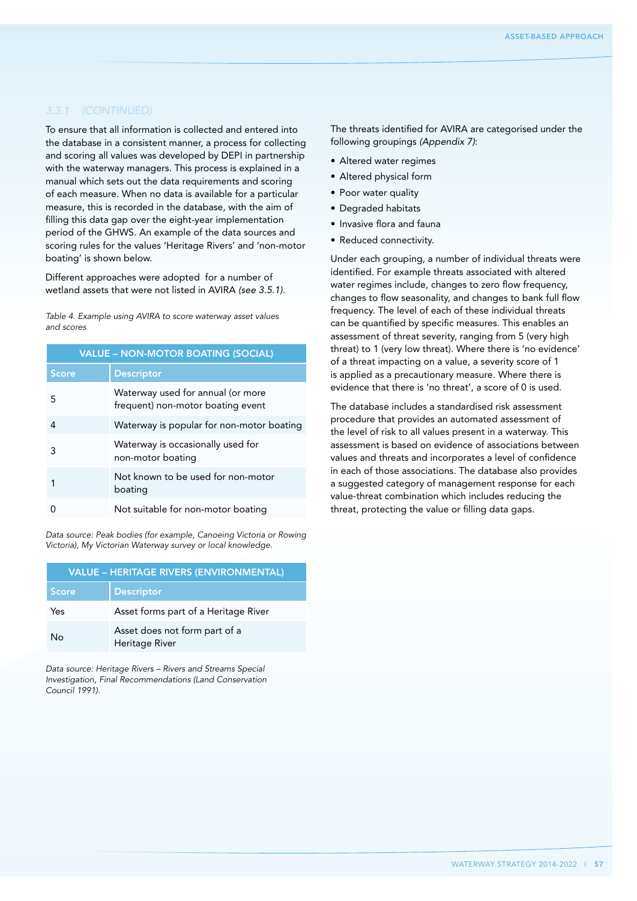### 3.3.1 (CONTINUED)

To ensure that all information is collected and entered into the database in a consistent manner, a process for collecting and scoring all values was developed by DEPI in partnership with the waterway managers. This process is explained in a manual which sets out the data requirements and scoring of each measure. When no data is available for a particular measure, this is recorded in the database, with the aim of filling this data gap over the eight-year implementation period of the GHWS. An example of the data sources and scoring rules for the values 'Heritage Rivers' and 'non-motor boating' is shown below.

Different approaches were adopted for a number of wetland assets that were not listed in AVIRA *(see 3.5.1)*.

*Table 4. Example using AVIRA to score waterway asset values and scores*

| VALUE – NON-MOTOR BOATING (SOCIAL) | |
|---|---|
| **Score** | **Descriptor** |
| 5 | Waterway used for annual (or more frequent) non-motor boating event |
| 4 | Waterway is popular for non-motor boating |
| 3 | Waterway is occasionally used for non-motor boating |
| 1 | Not known to be used for non-motor boating |
| 0 | Not suitable for non-motor boating |

*Data source: Peak bodies (for example, Canoeing Victoria or Rowing Victoria), My Victorian Waterway survey or local knowledge.*

| VALUE – HERITAGE RIVERS (ENVIRONMENTAL) | |
|---|---|
| **Score** | **Descriptor** |
| Yes | Asset forms part of a Heritage River |
| No | Asset does not form part of a Heritage River |

*Data source: Heritage Rivers – Rivers and Streams Special Investigation, Final Recommendations (Land Conservation Council 1991).*

The threats identified for AVIRA are categorised under the following groupings *(Appendix 7)*:

- Altered water regimes
- Altered physical form
- Poor water quality
- Degraded habitats
- Invasive flora and fauna
- Reduced connectivity.

Under each grouping, a number of individual threats were identified. For example threats associated with altered water regimes include, changes to zero flow frequency, changes to flow seasonality, and changes to bank full flow frequency. The level of each of these individual threats can be quantified by specific measures. This enables an assessment of threat severity, ranging from 5 (very high threat) to 1 (very low threat). Where there is 'no evidence' of a threat impacting on a value, a severity score of 1 is applied as a precautionary measure. Where there is evidence that there is 'no threat', a score of 0 is used.

The database includes a standardised risk assessment procedure that provides an automated assessment of the level of risk to all values present in a waterway. This assessment is based on evidence of associations between values and threats and incorporates a level of confidence in each of those associations. The database also provides a suggested category of management response for each value-threat combination which includes reducing the threat, protecting the value or filling data gaps.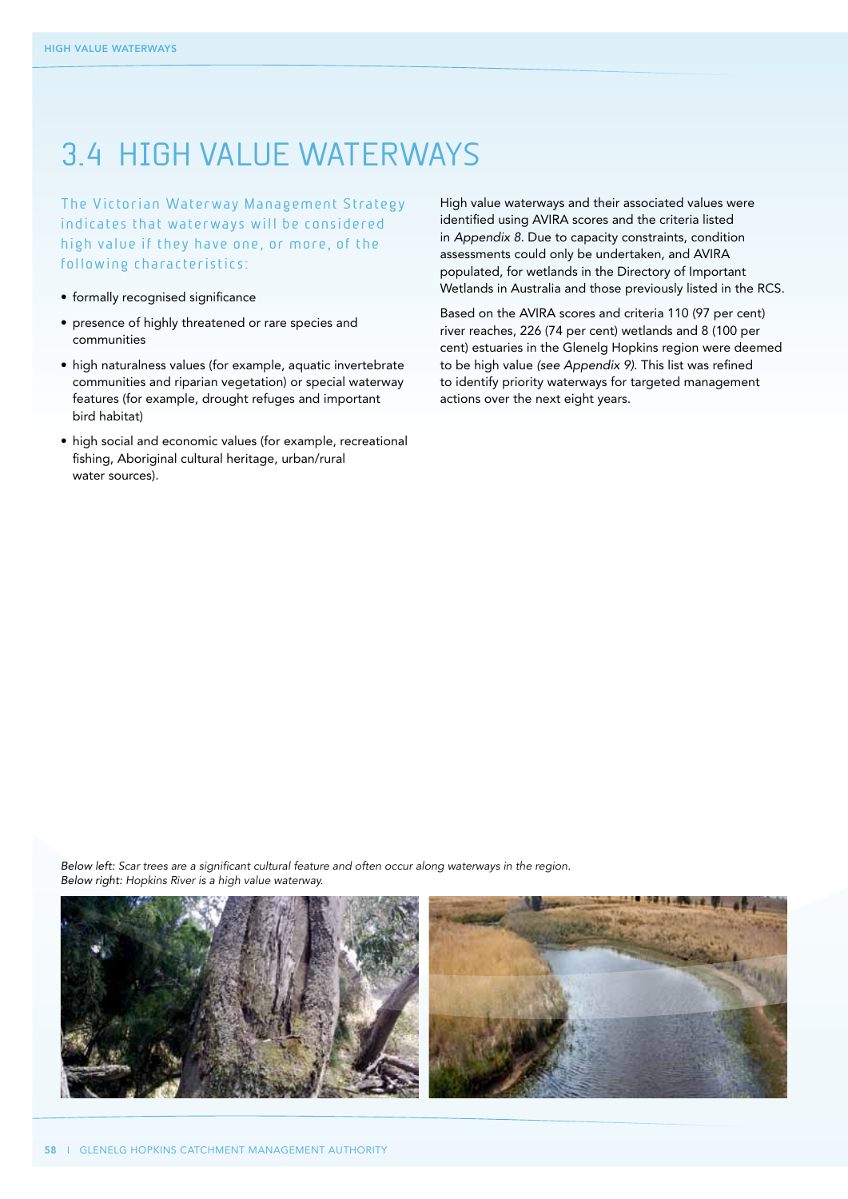// Page 58 of the Glenelg Hopkins Catchment Management Authority regional waterway strategy: section 3.4.

# 3.4 HIGH VALUE WATERWAYS

The Victorian Waterway Management Strategy indicates that waterways will be considered high value if they have one, or more, of the following characteristics:

- formally recognised significance
- presence of highly threatened or rare species and communities
- high naturalness values (for example, aquatic invertebrate communities and riparian vegetation) or special waterway features (for example, drought refuges and important bird habitat)
- high social and economic values (for example, recreational fishing, Aboriginal cultural heritage, urban/rural water sources).

High value waterways and their associated values were identified using AVIRA scores and the criteria listed in *Appendix 8*. Due to capacity constraints, condition assessments could only be undertaken, and AVIRA populated, for wetlands in the Directory of Important Wetlands in Australia and those previously listed in the RCS.

Based on the AVIRA scores and criteria 110 (97 per cent) river reaches, 226 (74 per cent) wetlands and 8 (100 per cent) estuaries in the Glenelg Hopkins region were deemed to be high value *(see Appendix 9)*. This list was refined to identify priority waterways for targeted management actions over the next eight years.

*Below left:* *Scar trees are a significant cultural feature and often occur along waterways in the region.*
*Below right:* *Hopkins River is a high value waterway.*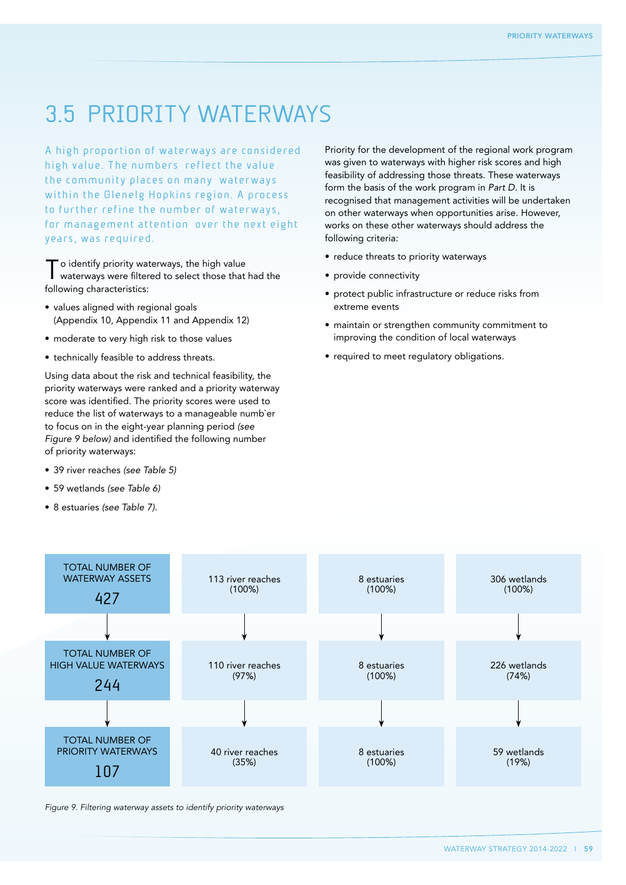# 3.5 PRIORITY WATERWAYS

A high proportion of waterways are considered high value. The numbers reflect the value the community places on many waterways within the Glenelg Hopkins region. A process to further refine the number of waterways, for management attention over the next eight years, was required.

To identify priority waterways, the high value waterways were filtered to select those that had the following characteristics:

- values aligned with regional goals (Appendix 10, Appendix 11 and Appendix 12)
- moderate to very high risk to those values
- technically feasible to address threats.

Using data about the risk and technical feasibility, the priority waterways were ranked and a priority waterway score was identified. The priority scores were used to reduce the list of waterways to a manageable numb`er to focus on in the eight-year planning period *(see Figure 9 below)* and identified the following number of priority waterways:

- 39 river reaches *(see Table 5)*
- 59 wetlands *(see Table 6)*
- 8 estuaries *(see Table 7)*.

Priority for the development of the regional work program was given to waterways with higher risk scores and high feasibility of addressing those threats. These waterways form the basis of the work program in *Part D*. It is recognised that management activities will be undertaken on other waterways when opportunities arise. However, works on these other waterways should address the following criteria:

- reduce threats to priority waterways
- provide connectivity
- protect public infrastructure or reduce risks from extreme events
- maintain or strengthen community commitment to improving the condition of local waterways
- required to meet regulatory obligations.

| TOTAL NUMBER OF WATERWAY ASSETS 427 | 113 river reaches (100%) | 8 estuaries (100%) | 306 wetlands (100%) |
|---|---|---|---|
| TOTAL NUMBER OF HIGH VALUE WATERWAYS 244 | 110 river reaches (97%) | 8 estuaries (100%) | 226 wetlands (74%) |
| TOTAL NUMBER OF PRIORITY WATERWAYS 107 | 40 river reaches (35%) | 8 estuaries (100%) | 59 wetlands (19%) |

*Figure 9. Filtering waterway assets to identify priority waterways*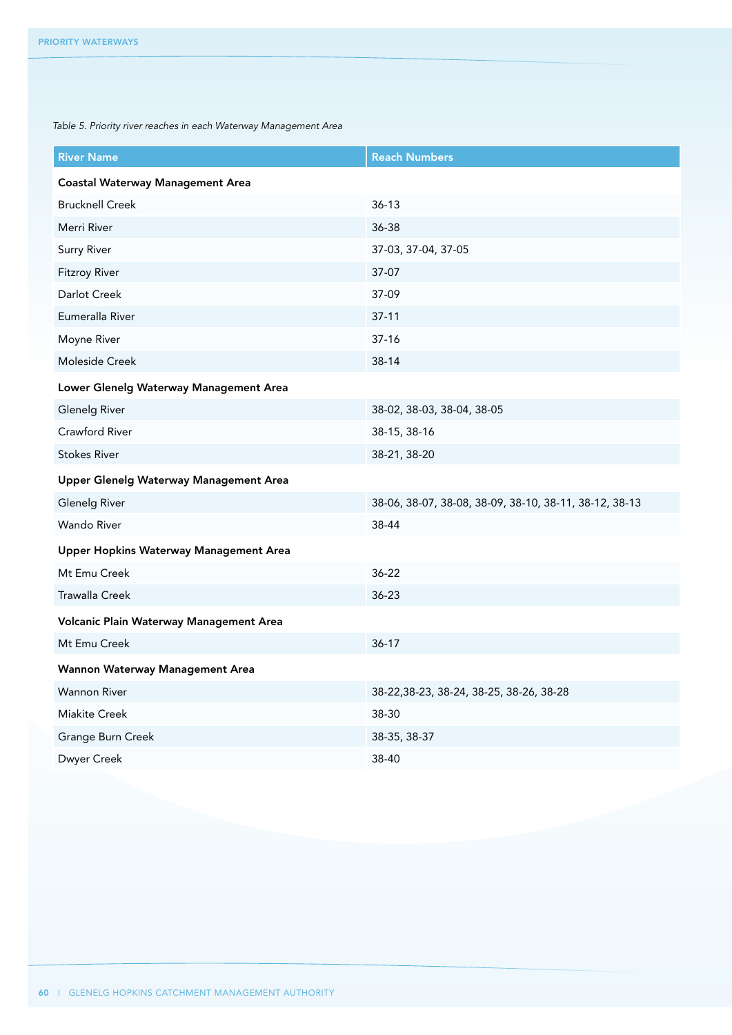*Table 5. Priority river reaches in each Waterway Management Area*

| River Name | Reach Numbers |
|---|---|
| **Coastal Waterway Management Area** | |
| Brucknell Creek | 36-13 |
| Merri River | 36-38 |
| Surry River | 37-03, 37-04, 37-05 |
| Fitzroy River | 37-07 |
| Darlot Creek | 37-09 |
| Eumeralla River | 37-11 |
| Moyne River | 37-16 |
| Moleside Creek | 38-14 |
| **Lower Glenelg Waterway Management Area** | |
| Glenelg River | 38-02, 38-03, 38-04, 38-05 |
| Crawford River | 38-15, 38-16 |
| Stokes River | 38-21, 38-20 |
| **Upper Glenelg Waterway Management Area** | |
| Glenelg River | 38-06, 38-07, 38-08, 38-09, 38-10, 38-11, 38-12, 38-13 |
| Wando River | 38-44 |
| **Upper Hopkins Waterway Management Area** | |
| Mt Emu Creek | 36-22 |
| Trawalla Creek | 36-23 |
| **Volcanic Plain Waterway Management Area** | |
| Mt Emu Creek | 36-17 |
| **Wannon Waterway Management Area** | |
| Wannon River | 38-22,38-23, 38-24, 38-25, 38-26, 38-28 |
| Miakite Creek | 38-30 |
| Grange Burn Creek | 38-35, 38-37 |
| Dwyer Creek | 38-40 |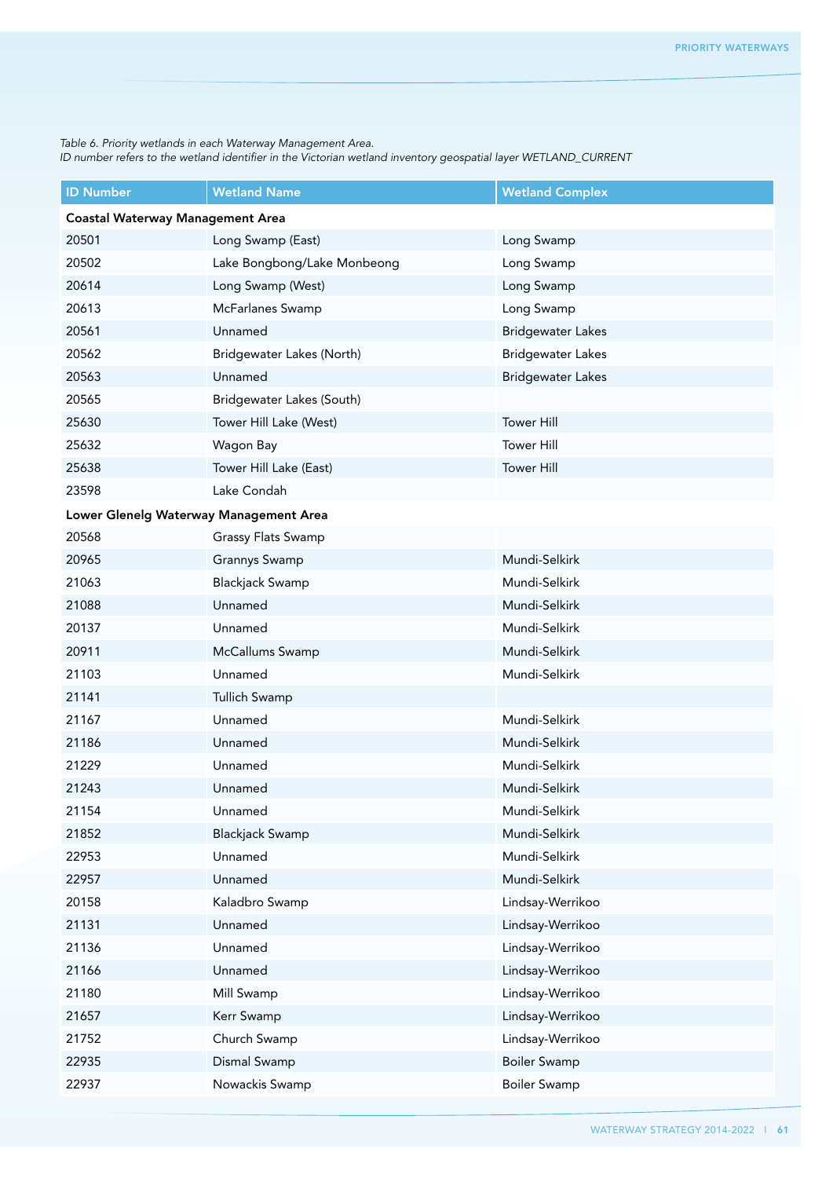*Table 6. Priority wetlands in each Waterway Management Area.*
*ID number refers to the wetland identifier in the Victorian wetland inventory geospatial layer WETLAND_CURRENT*

| ID Number | Wetland Name | Wetland Complex |
|---|---|---|
| **Coastal Waterway Management Area** | | |
| 20501 | Long Swamp (East) | Long Swamp |
| 20502 | Lake Bongbong/Lake Monbeong | Long Swamp |
| 20614 | Long Swamp (West) | Long Swamp |
| 20613 | McFarlanes Swamp | Long Swamp |
| 20561 | Unnamed | Bridgewater Lakes |
| 20562 | Bridgewater Lakes (North) | Bridgewater Lakes |
| 20563 | Unnamed | Bridgewater Lakes |
| 20565 | Bridgewater Lakes (South) | |
| 25630 | Tower Hill Lake (West) | Tower Hill |
| 25632 | Wagon Bay | Tower Hill |
| 25638 | Tower Hill Lake (East) | Tower Hill |
| 23598 | Lake Condah | |
| **Lower Glenelg Waterway Management Area** | | |
| 20568 | Grassy Flats Swamp | |
| 20965 | Grannys Swamp | Mundi-Selkirk |
| 21063 | Blackjack Swamp | Mundi-Selkirk |
| 21088 | Unnamed | Mundi-Selkirk |
| 20137 | Unnamed | Mundi-Selkirk |
| 20911 | McCallums Swamp | Mundi-Selkirk |
| 21103 | Unnamed | Mundi-Selkirk |
| 21141 | Tullich Swamp | |
| 21167 | Unnamed | Mundi-Selkirk |
| 21186 | Unnamed | Mundi-Selkirk |
| 21229 | Unnamed | Mundi-Selkirk |
| 21243 | Unnamed | Mundi-Selkirk |
| 21154 | Unnamed | Mundi-Selkirk |
| 21852 | Blackjack Swamp | Mundi-Selkirk |
| 22953 | Unnamed | Mundi-Selkirk |
| 22957 | Unnamed | Mundi-Selkirk |
| 20158 | Kaladbro Swamp | Lindsay-Werrikoo |
| 21131 | Unnamed | Lindsay-Werrikoo |
| 21136 | Unnamed | Lindsay-Werrikoo |
| 21166 | Unnamed | Lindsay-Werrikoo |
| 21180 | Mill Swamp | Lindsay-Werrikoo |
| 21657 | Kerr Swamp | Lindsay-Werrikoo |
| 21752 | Church Swamp | Lindsay-Werrikoo |
| 22935 | Dismal Swamp | Boiler Swamp |
| 22937 | Nowackis Swamp | Boiler Swamp |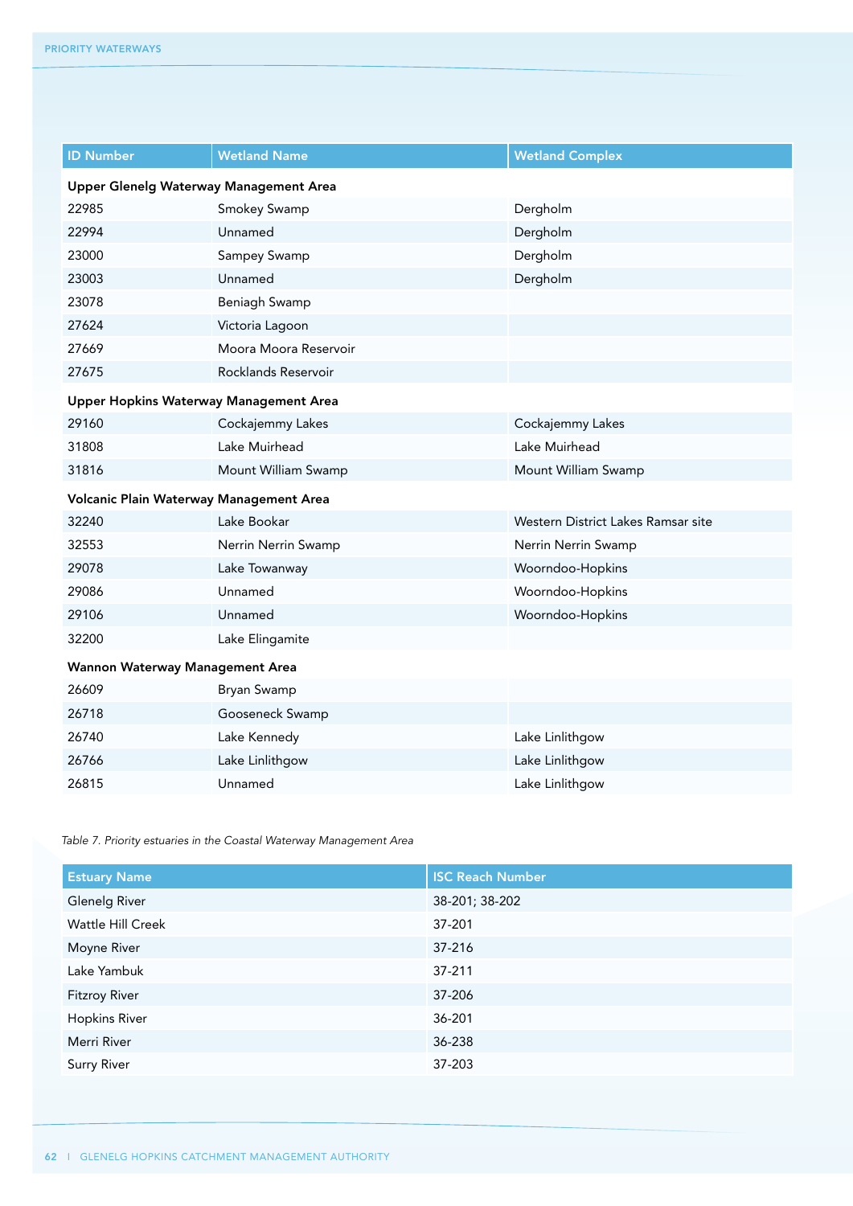| ID Number | Wetland Name | Wetland Complex |
|---|---|---|
| **Upper Glenelg Waterway Management Area** | | |
| 22985 | Smokey Swamp | Dergholm |
| 22994 | Unnamed | Dergholm |
| 23000 | Sampey Swamp | Dergholm |
| 23003 | Unnamed | Dergholm |
| 23078 | Beniagh Swamp | |
| 27624 | Victoria Lagoon | |
| 27669 | Moora Moora Reservoir | |
| 27675 | Rocklands Reservoir | |
| **Upper Hopkins Waterway Management Area** | | |
| 29160 | Cockajemmy Lakes | Cockajemmy Lakes |
| 31808 | Lake Muirhead | Lake Muirhead |
| 31816 | Mount William Swamp | Mount William Swamp |
| **Volcanic Plain Waterway Management Area** | | |
| 32240 | Lake Bookar | Western District Lakes Ramsar site |
| 32553 | Nerrin Nerrin Swamp | Nerrin Nerrin Swamp |
| 29078 | Lake Towanway | Woorndoo-Hopkins |
| 29086 | Unnamed | Woorndoo-Hopkins |
| 29106 | Unnamed | Woorndoo-Hopkins |
| 32200 | Lake Elingamite | |
| **Wannon Waterway Management Area** | | |
| 26609 | Bryan Swamp | |
| 26718 | Gooseneck Swamp | |
| 26740 | Lake Kennedy | Lake Linlithgow |
| 26766 | Lake Linlithgow | Lake Linlithgow |
| 26815 | Unnamed | Lake Linlithgow |

*Table 7. Priority estuaries in the Coastal Waterway Management Area*

| Estuary Name | ISC Reach Number |
|---|---|
| Glenelg River | 38-201; 38-202 |
| Wattle Hill Creek | 37-201 |
| Moyne River | 37-216 |
| Lake Yambuk | 37-211 |
| Fitzroy River | 37-206 |
| Hopkins River | 36-201 |
| Merri River | 36-238 |
| Surry River | 37-203 |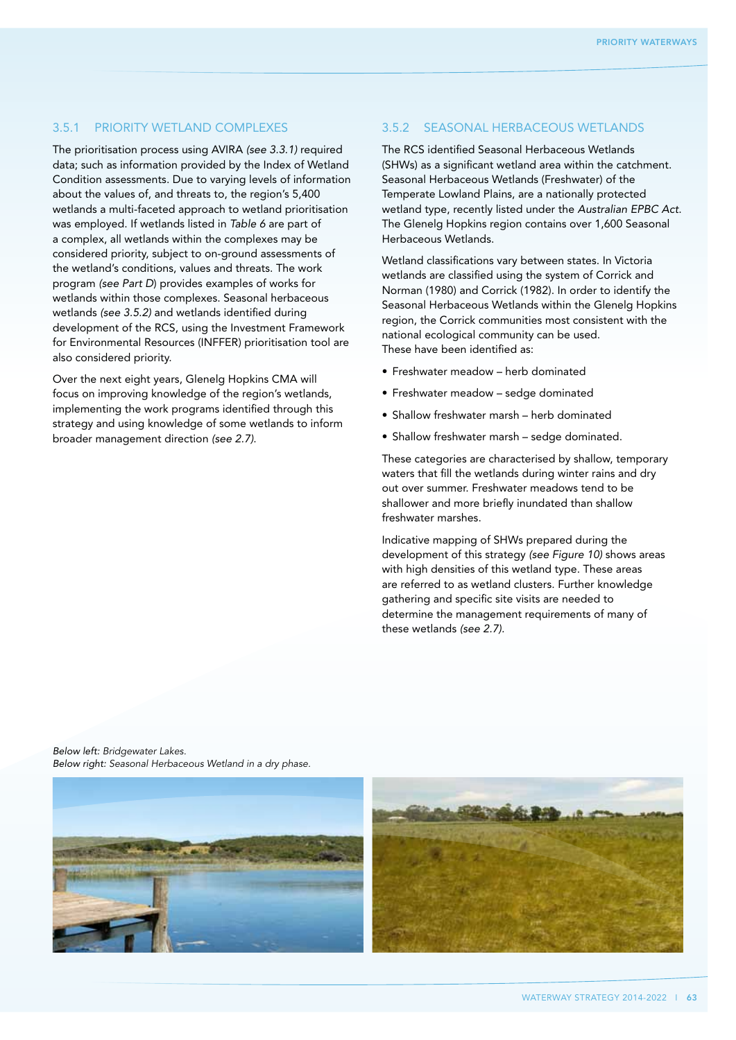### 3.5.1 PRIORITY WETLAND COMPLEXES

The prioritisation process using AVIRA *(see 3.3.1)* required data; such as information provided by the Index of Wetland Condition assessments. Due to varying levels of information about the values of, and threats to, the region's 5,400 wetlands a multi-faceted approach to wetland prioritisation was employed. If wetlands listed in *Table 6* are part of a complex, all wetlands within the complexes may be considered priority, subject to on-ground assessments of the wetland's conditions, values and threats. The work program *(see Part D)* provides examples of works for wetlands within those complexes. Seasonal herbaceous wetlands *(see 3.5.2)* and wetlands identified during development of the RCS, using the Investment Framework for Environmental Resources (INFFER) prioritisation tool are also considered priority.

Over the next eight years, Glenelg Hopkins CMA will focus on improving knowledge of the region's wetlands, implementing the work programs identified through this strategy and using knowledge of some wetlands to inform broader management direction *(see 2.7)*.

### 3.5.2 SEASONAL HERBACEOUS WETLANDS

The RCS identified Seasonal Herbaceous Wetlands (SHWs) as a significant wetland area within the catchment. Seasonal Herbaceous Wetlands (Freshwater) of the Temperate Lowland Plains, are a nationally protected wetland type, recently listed under the *Australian EPBC Act*. The Glenelg Hopkins region contains over 1,600 Seasonal Herbaceous Wetlands.

Wetland classifications vary between states. In Victoria wetlands are classified using the system of Corrick and Norman (1980) and Corrick (1982). In order to identify the Seasonal Herbaceous Wetlands within the Glenelg Hopkins region, the Corrick communities most consistent with the national ecological community can be used. These have been identified as:

- Freshwater meadow – herb dominated
- Freshwater meadow – sedge dominated
- Shallow freshwater marsh – herb dominated
- Shallow freshwater marsh – sedge dominated.

These categories are characterised by shallow, temporary waters that fill the wetlands during winter rains and dry out over summer. Freshwater meadows tend to be shallower and more briefly inundated than shallow freshwater marshes.

Indicative mapping of SHWs prepared during the development of this strategy *(see Figure 10)* shows areas with high densities of this wetland type. These areas are referred to as wetland clusters. Further knowledge gathering and specific site visits are needed to determine the management requirements of many of these wetlands *(see 2.7)*.

*Below left: Bridgewater Lakes.*
*Below right: Seasonal Herbaceous Wetland in a dry phase.*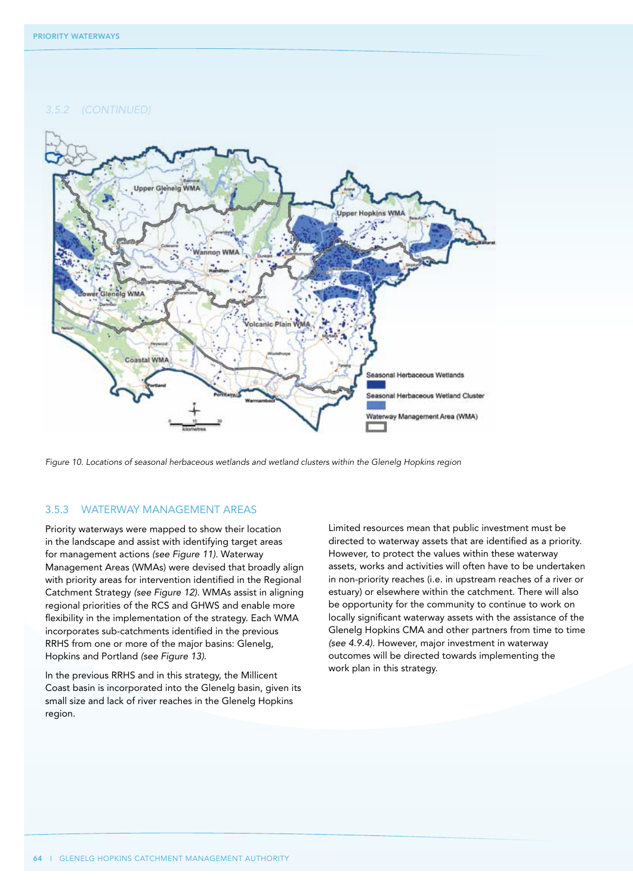3.5.2 (CONTINUED)

Figure 10. Locations of seasonal herbaceous wetlands and wetland clusters within the Glenelg Hopkins region

### 3.5.3 WATERWAY MANAGEMENT AREAS

Priority waterways were mapped to show their location in the landscape and assist with identifying target areas for management actions *(see Figure 11)*. Waterway Management Areas (WMAs) were devised that broadly align with priority areas for intervention identified in the Regional Catchment Strategy *(see Figure 12)*. WMAs assist in aligning regional priorities of the RCS and GHWS and enable more flexibility in the implementation of the strategy. Each WMA incorporates sub-catchments identified in the previous RRHS from one or more of the major basins: Glenelg, Hopkins and Portland *(see Figure 13)*.

In the previous RRHS and in this strategy, the Millicent Coast basin is incorporated into the Glenelg basin, given its small size and lack of river reaches in the Glenelg Hopkins region.

Limited resources mean that public investment must be directed to waterway assets that are identified as a priority. However, to protect the values within these waterway assets, works and activities will often have to be undertaken in non-priority reaches (i.e. in upstream reaches of a river or estuary) or elsewhere within the catchment. There will also be opportunity for the community to continue to work on locally significant waterway assets with the assistance of the Glenelg Hopkins CMA and other partners from time to time *(see 4.9.4)*. However, major investment in waterway outcomes will be directed towards implementing the work plan in this strategy.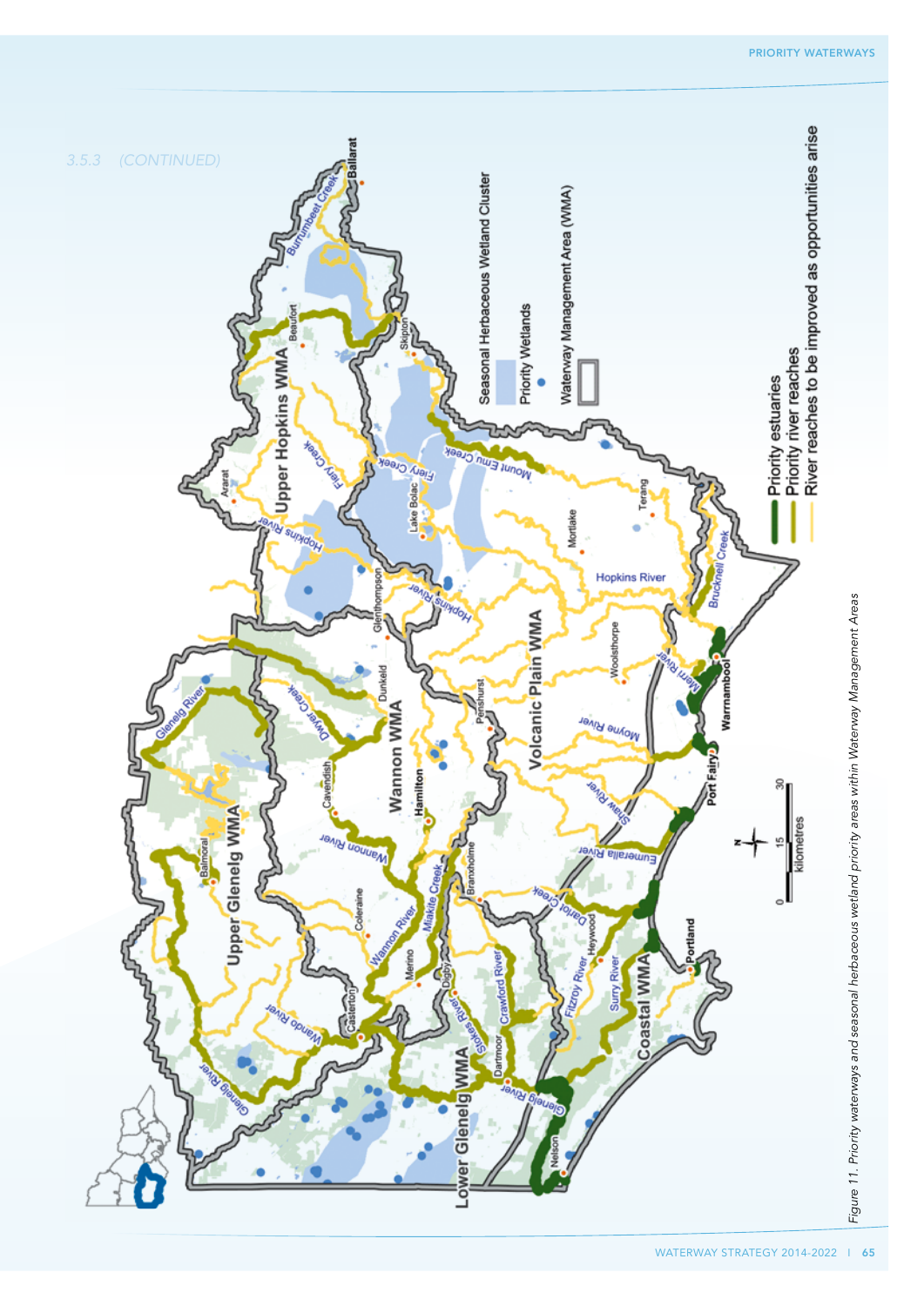3.5.3 (CONTINUED)

*Figure 11. Priority waterways and seasonal herbaceous wetland priority areas within Waterway Management Areas*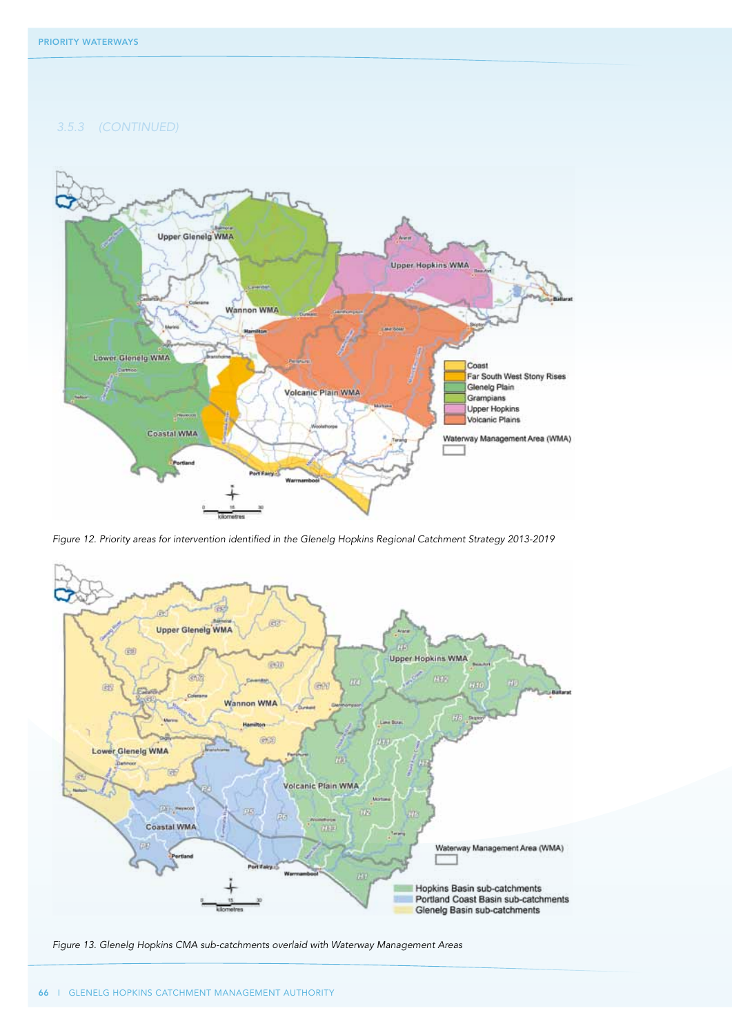### 3.5.3 (CONTINUED)

Figure 12. Priority areas for intervention identified in the Glenelg Hopkins Regional Catchment Strategy 2013-2019

Figure 13. Glenelg Hopkins CMA sub-catchments overlaid with Waterway Management Areas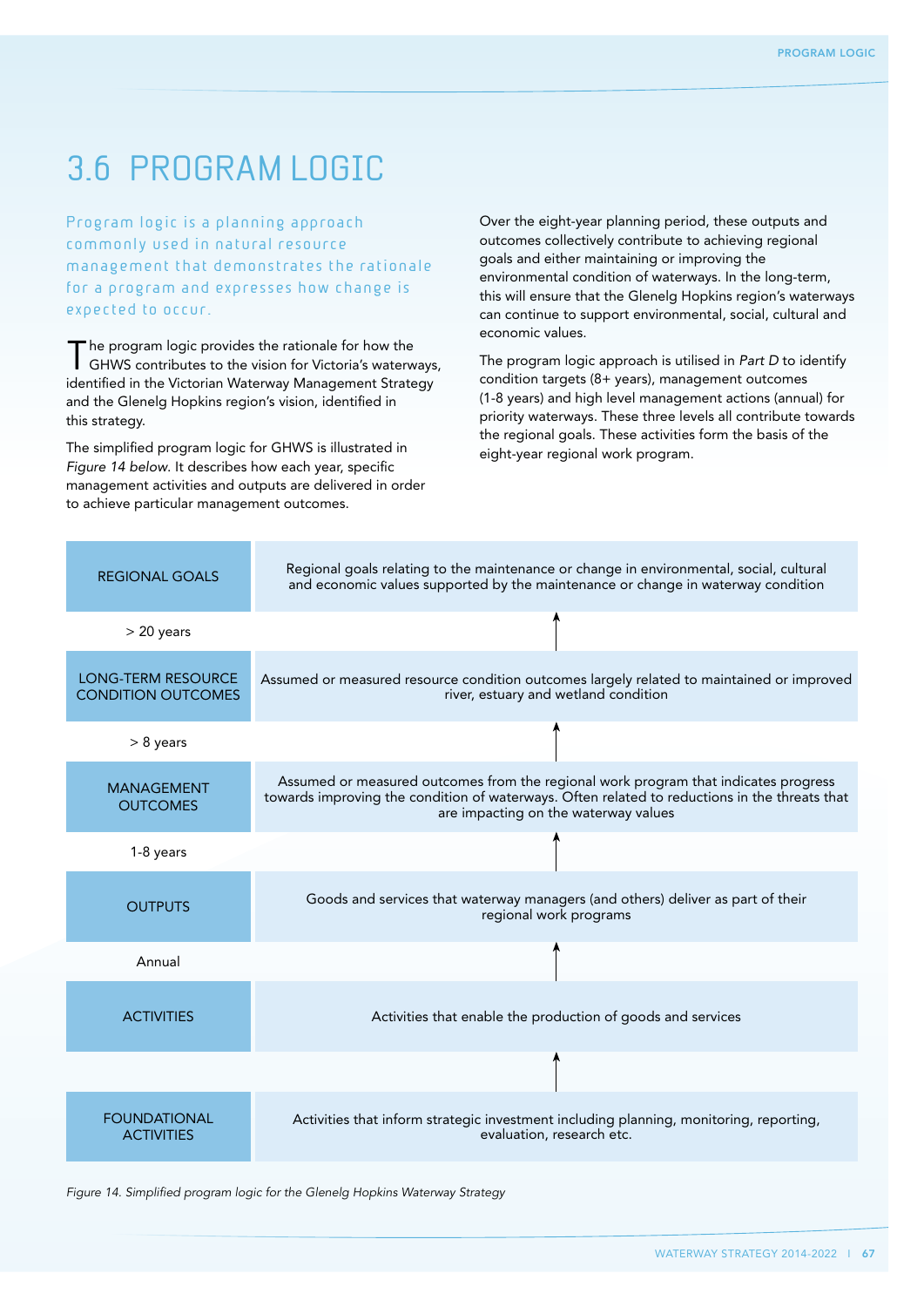# 3.6 PROGRAM LOGIC

Program logic is a planning approach commonly used in natural resource management that demonstrates the rationale for a program and expresses how change is expected to occur.

The program logic provides the rationale for how the GHWS contributes to the vision for Victoria's waterways, identified in the Victorian Waterway Management Strategy and the Glenelg Hopkins region's vision, identified in this strategy.

The simplified program logic for GHWS is illustrated in *Figure 14 below*. It describes how each year, specific management activities and outputs are delivered in order to achieve particular management outcomes.

Over the eight-year planning period, these outputs and outcomes collectively contribute to achieving regional goals and either maintaining or improving the environmental condition of waterways. In the long-term, this will ensure that the Glenelg Hopkins region's waterways can continue to support environmental, social, cultural and economic values.

The program logic approach is utilised in *Part D* to identify condition targets (8+ years), management outcomes (1-8 years) and high level management actions (annual) for priority waterways. These three levels all contribute towards the regional goals. These activities form the basis of the eight-year regional work program.

| | |
|---|---|
| REGIONAL GOALS | Regional goals relating to the maintenance or change in environmental, social, cultural and economic values supported by the maintenance or change in waterway condition |
| > 20 years | ↑ |
| LONG-TERM RESOURCE CONDITION OUTCOMES | Assumed or measured resource condition outcomes largely related to maintained or improved river, estuary and wetland condition |
| > 8 years | ↑ |
| MANAGEMENT OUTCOMES | Assumed or measured outcomes from the regional work program that indicates progress towards improving the condition of waterways. Often related to reductions in the threats that are impacting on the waterway values |
| 1-8 years | ↑ |
| OUTPUTS | Goods and services that waterway managers (and others) deliver as part of their regional work programs |
| Annual | ↑ |
| ACTIVITIES | Activities that enable the production of goods and services |
| | ↑ |
| FOUNDATIONAL ACTIVITIES | Activities that inform strategic investment including planning, monitoring, reporting, evaluation, research etc. |

*Figure 14. Simplified program logic for the Glenelg Hopkins Waterway Strategy*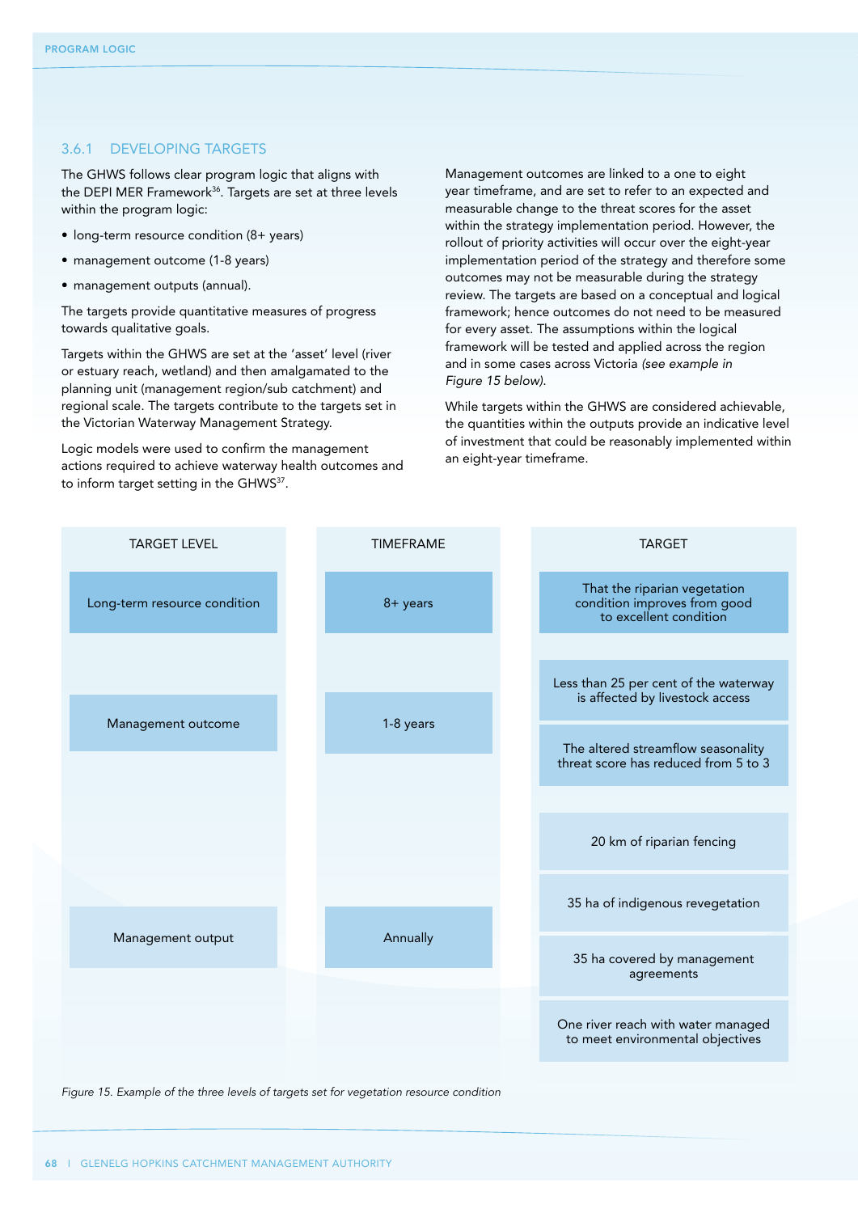### 3.6.1 DEVELOPING TARGETS

The GHWS follows clear program logic that aligns with the DEPI MER Framework[36]. Targets are set at three levels within the program logic:

- long-term resource condition (8+ years)
- management outcome (1-8 years)
- management outputs (annual).

The targets provide quantitative measures of progress towards qualitative goals.

Targets within the GHWS are set at the 'asset' level (river or estuary reach, wetland) and then amalgamated to the planning unit (management region/sub catchment) and regional scale. The targets contribute to the targets set in the Victorian Waterway Management Strategy.

Logic models were used to confirm the management actions required to achieve waterway health outcomes and to inform target setting in the GHWS[37].

Management outcomes are linked to a one to eight year timeframe, and are set to refer to an expected and measurable change to the threat scores for the asset within the strategy implementation period. However, the rollout of priority activities will occur over the eight-year implementation period of the strategy and therefore some outcomes may not be measurable during the strategy review. The targets are based on a conceptual and logical framework; hence outcomes do not need to be measured for every asset. The assumptions within the logical framework will be tested and applied across the region and in some cases across Victoria *(see example in Figure 15 below)*.

While targets within the GHWS are considered achievable, the quantities within the outputs provide an indicative level of investment that could be reasonably implemented within an eight-year timeframe.

| TARGET LEVEL | TIMEFRAME | TARGET |
|---|---|---|
| Long-term resource condition | 8+ years | That the riparian vegetation condition improves from good to excellent condition |
| Management outcome | 1-8 years | Less than 25 per cent of the waterway is affected by livestock access |
| | | The altered streamflow seasonality threat score has reduced from 5 to 3 |
| Management output | Annually | 20 km of riparian fencing |
| | | 35 ha of indigenous revegetation |
| | | 35 ha covered by management agreements |
| | | One river reach with water managed to meet environmental objectives |

*Figure 15. Example of the three levels of targets set for vegetation resource condition*